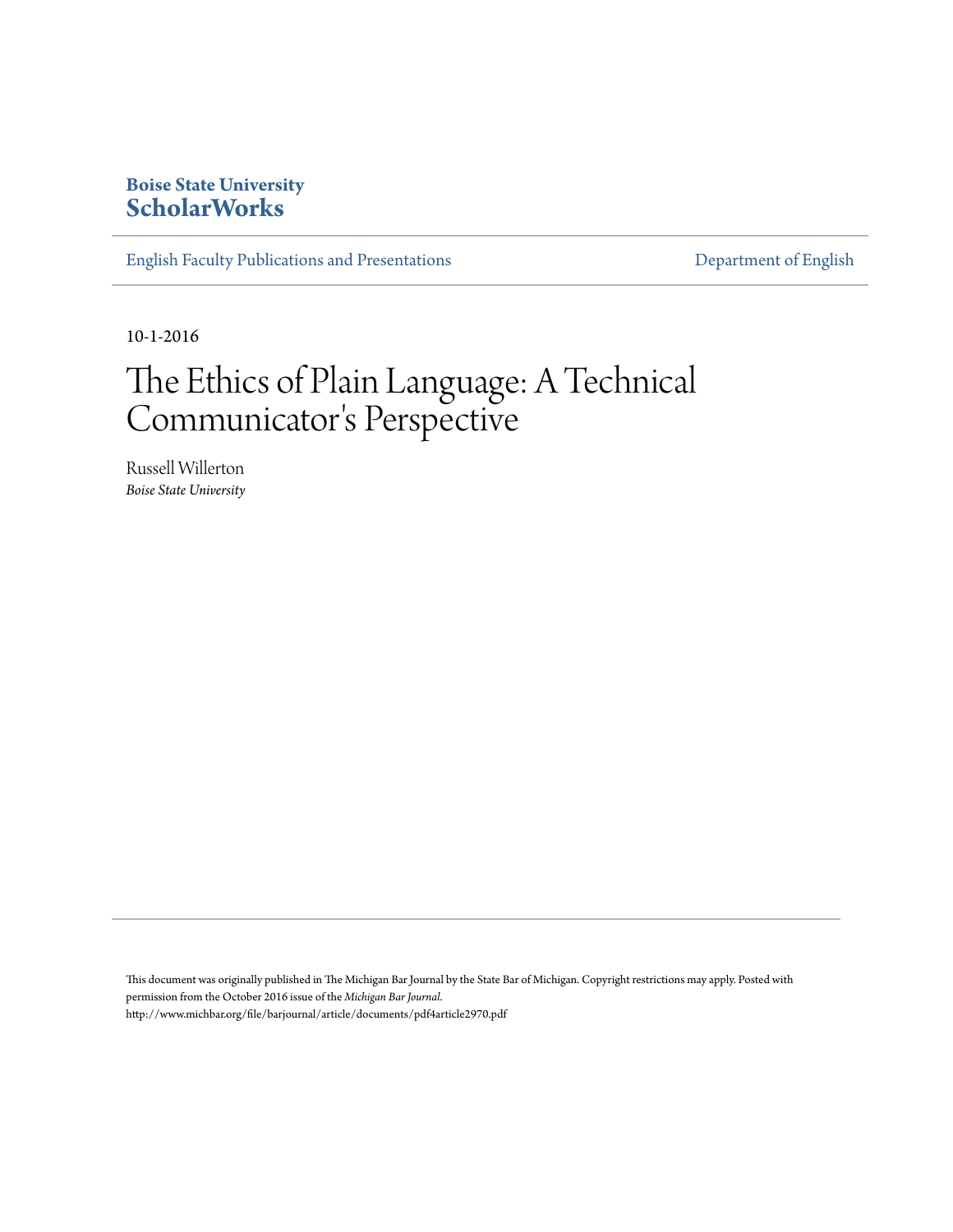**Boise State University**
**ScholarWorks**

English Faculty Publications and Presentations | Department of English

10-1-2016

# The Ethics of Plain Language: A Technical Communicator's Perspective

Russell Willerton
*Boise State University*

This document was originally published in The Michigan Bar Journal by the State Bar of Michigan. Copyright restrictions may apply. Posted with permission from the October 2016 issue of the *Michigan Bar Journal*.
http://www.michbar.org/file/barjournal/article/documents/pdf4article2970.pdf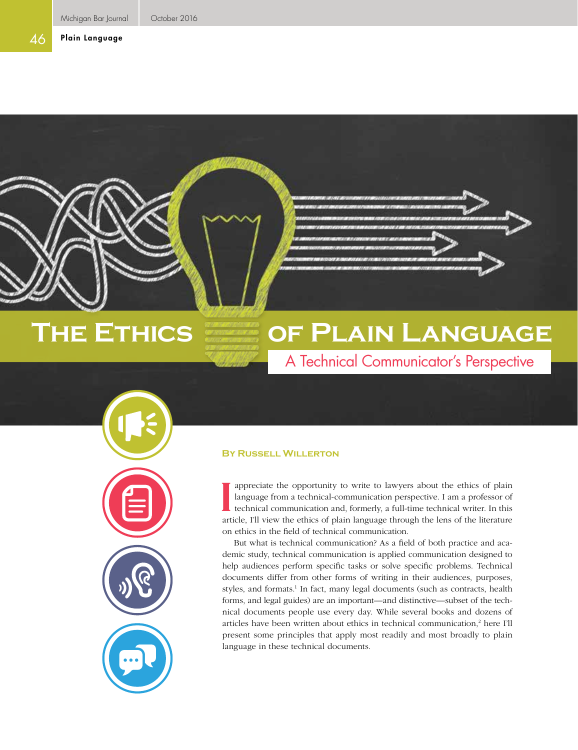# The Ethics of Plain Language

## A Technical Communicator's Perspective

**By Russell Willerton**

I appreciate the opportunity to write to lawyers about the ethics of plain language from a technical-communication perspective. I am a professor of technical communication and, formerly, a full-time technical writer. In this article, I'll view the ethics of plain language through the lens of the literature on ethics in the field of technical communication.

But what is technical communication? As a field of both practice and academic study, technical communication is applied communication designed to help audiences perform specific tasks or solve specific problems. Technical documents differ from other forms of writing in their audiences, purposes, styles, and formats.[1] In fact, many legal documents (such as contracts, health forms, and legal guides) are an important—and distinctive—subset of the technical documents people use every day. While several books and dozens of articles have been written about ethics in technical communication,[2] here I'll present some principles that apply most readily and most broadly to plain language in these technical documents.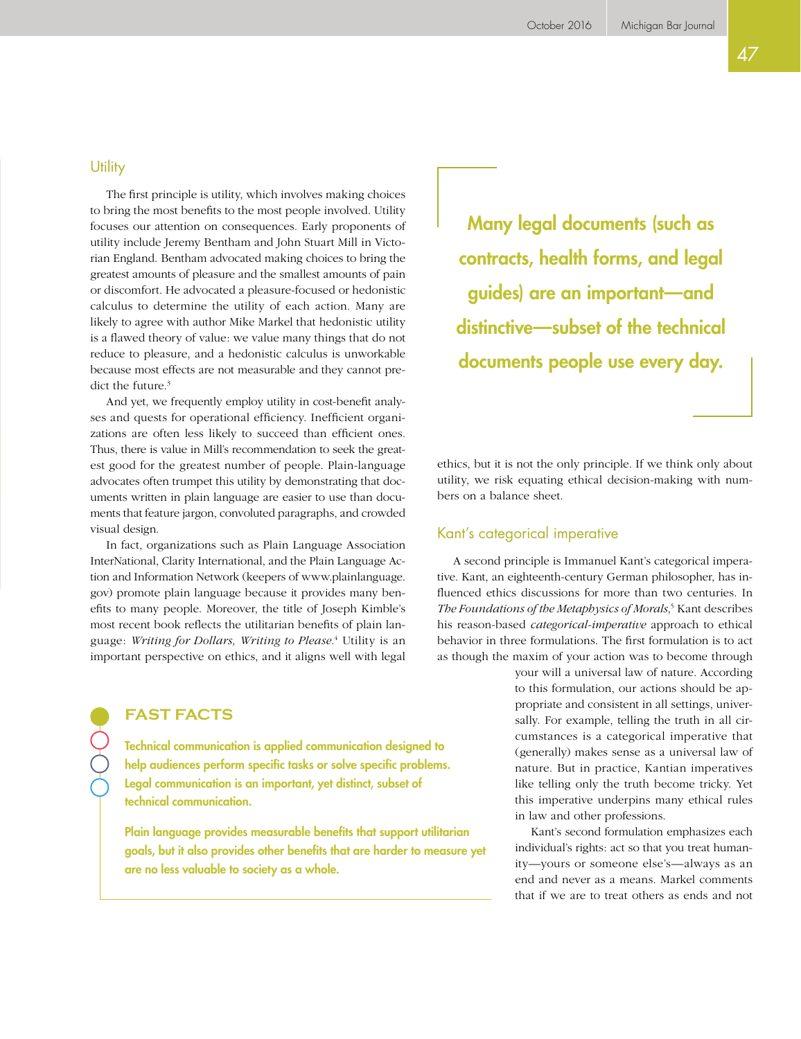## Utility

The first principle is utility, which involves making choices to bring the most benefits to the most people involved. Utility focuses our attention on consequences. Early proponents of utility include Jeremy Bentham and John Stuart Mill in Victorian England. Bentham advocated making choices to bring the greatest amounts of pleasure and the smallest amounts of pain or discomfort. He advocated a pleasure-focused or hedonistic calculus to determine the utility of each action. Many are likely to agree with author Mike Markel that hedonistic utility is a flawed theory of value: we value many things that do not reduce to pleasure, and a hedonistic calculus is unworkable because most effects are not measurable and they cannot predict the future.[3]

And yet, we frequently employ utility in cost-benefit analyses and quests for operational efficiency. Inefficient organizations are often less likely to succeed than efficient ones. Thus, there is value in Mill's recommendation to seek the greatest good for the greatest number of people. Plain-language advocates often trumpet this utility by demonstrating that documents written in plain language are easier to use than documents that feature jargon, convoluted paragraphs, and crowded visual design.

In fact, organizations such as Plain Language Association InterNational, Clarity International, and the Plain Language Action and Information Network (keepers of www.plainlanguage.gov) promote plain language because it provides many benefits to many people. Moreover, the title of Joseph Kimble's most recent book reflects the utilitarian benefits of plain language: *Writing for Dollars, Writing to Please*.[4] Utility is an important perspective on ethics, and it aligns well with legal ethics, but it is not the only principle. If we think only about utility, we risk equating ethical decision-making with numbers on a balance sheet.

> **Many legal documents (such as contracts, health forms, and legal guides) are an important—and distinctive—subset of the technical documents people use every day.**

## Kant's categorical imperative

A second principle is Immanuel Kant's categorical imperative. Kant, an eighteenth-century German philosopher, has influenced ethics discussions for more than two centuries. In *The Foundations of the Metaphysics of Morals*,[5] Kant describes his reason-based *categorical-imperative* approach to ethical behavior in three formulations. The first formulation is to act as though the maxim of your action was to become through your will a universal law of nature. According to this formulation, our actions should be appropriate and consistent in all settings, universally. For example, telling the truth in all circumstances is a categorical imperative that (generally) makes sense as a universal law of nature. But in practice, Kantian imperatives like telling only the truth become tricky. Yet this imperative underpins many ethical rules in law and other professions.

Kant's second formulation emphasizes each individual's rights: act so that you treat humanity—yours or someone else's—always as an end and never as a means. Markel comments that if we are to treat others as ends and not

### FAST FACTS

**Technical communication is applied communication designed to help audiences perform specific tasks or solve specific problems. Legal communication is an important, yet distinct, subset of technical communication.**

**Plain language provides measurable benefits that support utilitarian goals, but it also provides other benefits that are harder to measure yet are no less valuable to society as a whole.**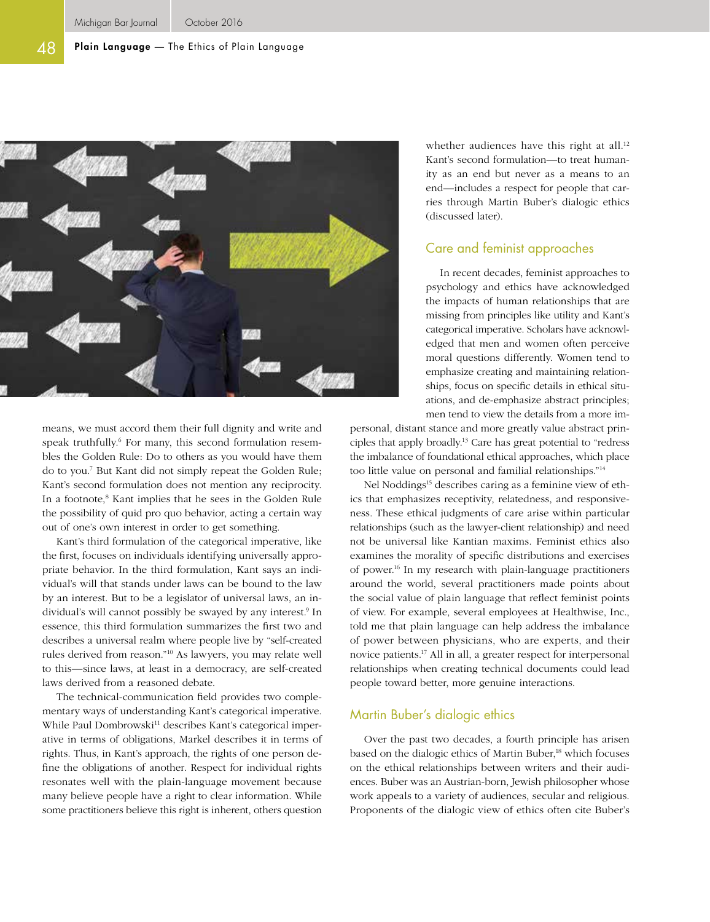means, we must accord them their full dignity and write and speak truthfully.[6] For many, this second formulation resembles the Golden Rule: Do to others as you would have them do to you.[7] But Kant did not simply repeat the Golden Rule; Kant's second formulation does not mention any reciprocity. In a footnote,[8] Kant implies that he sees in the Golden Rule the possibility of quid pro quo behavior, acting a certain way out of one's own interest in order to get something.

Kant's third formulation of the categorical imperative, like the first, focuses on individuals identifying universally appropriate behavior. In the third formulation, Kant says an individual's will that stands under laws can be bound to the law by an interest. But to be a legislator of universal laws, an individual's will cannot possibly be swayed by any interest.[9] In essence, this third formulation summarizes the first two and describes a universal realm where people live by "self-created rules derived from reason."[10] As lawyers, you may relate well to this—since laws, at least in a democracy, are self-created laws derived from a reasoned debate.

The technical-communication field provides two complementary ways of understanding Kant's categorical imperative. While Paul Dombrowski[11] describes Kant's categorical imperative in terms of obligations, Markel describes it in terms of rights. Thus, in Kant's approach, the rights of one person define the obligations of another. Respect for individual rights resonates well with the plain-language movement because many believe people have a right to clear information. While some practitioners believe this right is inherent, others question whether audiences have this right at all.[12] Kant's second formulation—to treat humanity as an end but never as a means to an end—includes a respect for people that carries through Martin Buber's dialogic ethics (discussed later).

## Care and feminist approaches

In recent decades, feminist approaches to psychology and ethics have acknowledged the impacts of human relationships that are missing from principles like utility and Kant's categorical imperative. Scholars have acknowledged that men and women often perceive moral questions differently. Women tend to emphasize creating and maintaining relationships, focus on specific details in ethical situations, and de-emphasize abstract principles; men tend to view the details from a more impersonal, distant stance and more greatly value abstract principles that apply broadly.[13] Care has great potential to "redress the imbalance of foundational ethical approaches, which place too little value on personal and familial relationships."[14]

Nel Noddings[15] describes caring as a feminine view of ethics that emphasizes receptivity, relatedness, and responsiveness. These ethical judgments of care arise within particular relationships (such as the lawyer-client relationship) and need not be universal like Kantian maxims. Feminist ethics also examines the morality of specific distributions and exercises of power.[16] In my research with plain-language practitioners around the world, several practitioners made points about the social value of plain language that reflect feminist points of view. For example, several employees at Healthwise, Inc., told me that plain language can help address the imbalance of power between physicians, who are experts, and their novice patients.[17] All in all, a greater respect for interpersonal relationships when creating technical documents could lead people toward better, more genuine interactions.

## Martin Buber's dialogic ethics

Over the past two decades, a fourth principle has arisen based on the dialogic ethics of Martin Buber,[18] which focuses on the ethical relationships between writers and their audiences. Buber was an Austrian-born, Jewish philosopher whose work appeals to a variety of audiences, secular and religious. Proponents of the dialogic view of ethics often cite Buber's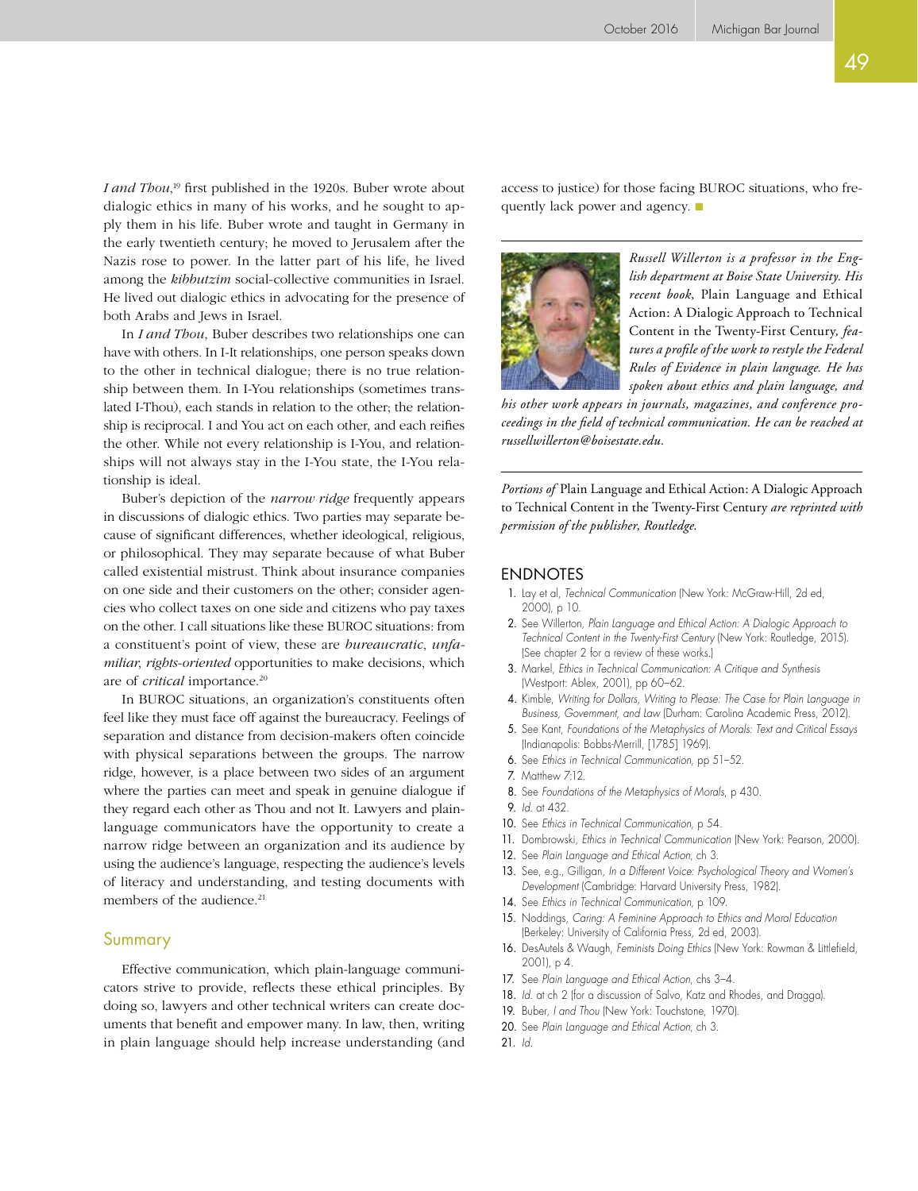*I and Thou*,[19] first published in the 1920s. Buber wrote about dialogic ethics in many of his works, and he sought to apply them in his life. Buber wrote and taught in Germany in the early twentieth century; he moved to Jerusalem after the Nazis rose to power. In the latter part of his life, he lived among the *kibbutzim* social-collective communities in Israel. He lived out dialogic ethics in advocating for the presence of both Arabs and Jews in Israel.

In *I and Thou*, Buber describes two relationships one can have with others. In I-It relationships, one person speaks down to the other in technical dialogue; there is no true relationship between them. In I-You relationships (sometimes translated I-Thou), each stands in relation to the other; the relationship is reciprocal. I and You act on each other, and each reifies the other. While not every relationship is I-You, and relationships will not always stay in the I-You state, the I-You relationship is ideal.

Buber's depiction of the *narrow ridge* frequently appears in discussions of dialogic ethics. Two parties may separate because of significant differences, whether ideological, religious, or philosophical. They may separate because of what Buber called existential mistrust. Think about insurance companies on one side and their customers on the other; consider agencies who collect taxes on one side and citizens who pay taxes on the other. I call situations like these BUROC situations: from a constituent's point of view, these are *bureaucratic*, *unfamiliar*, *rights-oriented* opportunities to make decisions, which are of *critical* importance.[20]

In BUROC situations, an organization's constituents often feel like they must face off against the bureaucracy. Feelings of separation and distance from decision-makers often coincide with physical separations between the groups. The narrow ridge, however, is a place between two sides of an argument where the parties can meet and speak in genuine dialogue if they regard each other as Thou and not It. Lawyers and plain-language communicators have the opportunity to create a narrow ridge between an organization and its audience by using the audience's language, respecting the audience's levels of literacy and understanding, and testing documents with members of the audience.[21]

## Summary

Effective communication, which plain-language communicators strive to provide, reflects these ethical principles. By doing so, lawyers and other technical writers can create documents that benefit and empower many. In law, then, writing in plain language should help increase understanding (and access to justice) for those facing BUROC situations, who frequently lack power and agency. ■

---

*Russell Willerton is a professor in the English department at Boise State University. His recent book,* Plain Language and Ethical Action: A Dialogic Approach to Technical Content in the Twenty-First Century, *features a profile of the work to restyle the Federal Rules of Evidence in plain language. He has spoken about ethics and plain language, and his other work appears in journals, magazines, and conference proceedings in the field of technical communication. He can be reached at russellwillerton@boisestate.edu.*

---

*Portions of* Plain Language and Ethical Action: A Dialogic Approach to Technical Content in the Twenty-First Century *are reprinted with permission of the publisher, Routledge.*

## ENDNOTES

1. Lay et al, *Technical Communication* (New York: McGraw-Hill, 2d ed, 2000), p 10.
2. See Willerton, *Plain Language and Ethical Action: A Dialogic Approach to Technical Content in the Twenty-First Century* (New York: Routledge, 2015). (See chapter 2 for a review of these works.)
3. Markel, *Ethics in Technical Communication: A Critique and Synthesis* (Westport: Ablex, 2001), pp 60–62.
4. Kimble, *Writing for Dollars, Writing to Please: The Case for Plain Language in Business, Government, and Law* (Durham: Carolina Academic Press, 2012).
5. See Kant, *Foundations of the Metaphysics of Morals: Text and Critical Essays* (Indianapolis: Bobbs-Merrill, [1785] 1969).
6. See *Ethics in Technical Communication*, pp 51–52.
7. Matthew 7:12.
8. See *Foundations of the Metaphysics of Morals*, p 430.
9. *Id.* at 432.
10. See *Ethics in Technical Communication*, p 54.
11. Dombrowski, *Ethics in Technical Communication* (New York: Pearson, 2000).
12. See *Plain Language and Ethical Action*, ch 3.
13. See, e.g., Gilligan, *In a Different Voice: Psychological Theory and Women's Development* (Cambridge: Harvard University Press, 1982).
14. See *Ethics in Technical Communication*, p 109.
15. Noddings, *Caring: A Feminine Approach to Ethics and Moral Education* (Berkeley: University of California Press, 2d ed, 2003).
16. DesAutels & Waugh, *Feminists Doing Ethics* (New York: Rowman & Littlefield, 2001), p 4.
17. See *Plain Language and Ethical Action*, chs 3–4.
18. *Id.* at ch 2 (for a discussion of Salvo, Katz and Rhodes, and Dragga).
19. Buber, *I and Thou* (New York: Touchstone, 1970).
20. See *Plain Language and Ethical Action*, ch 3.
21. *Id.*